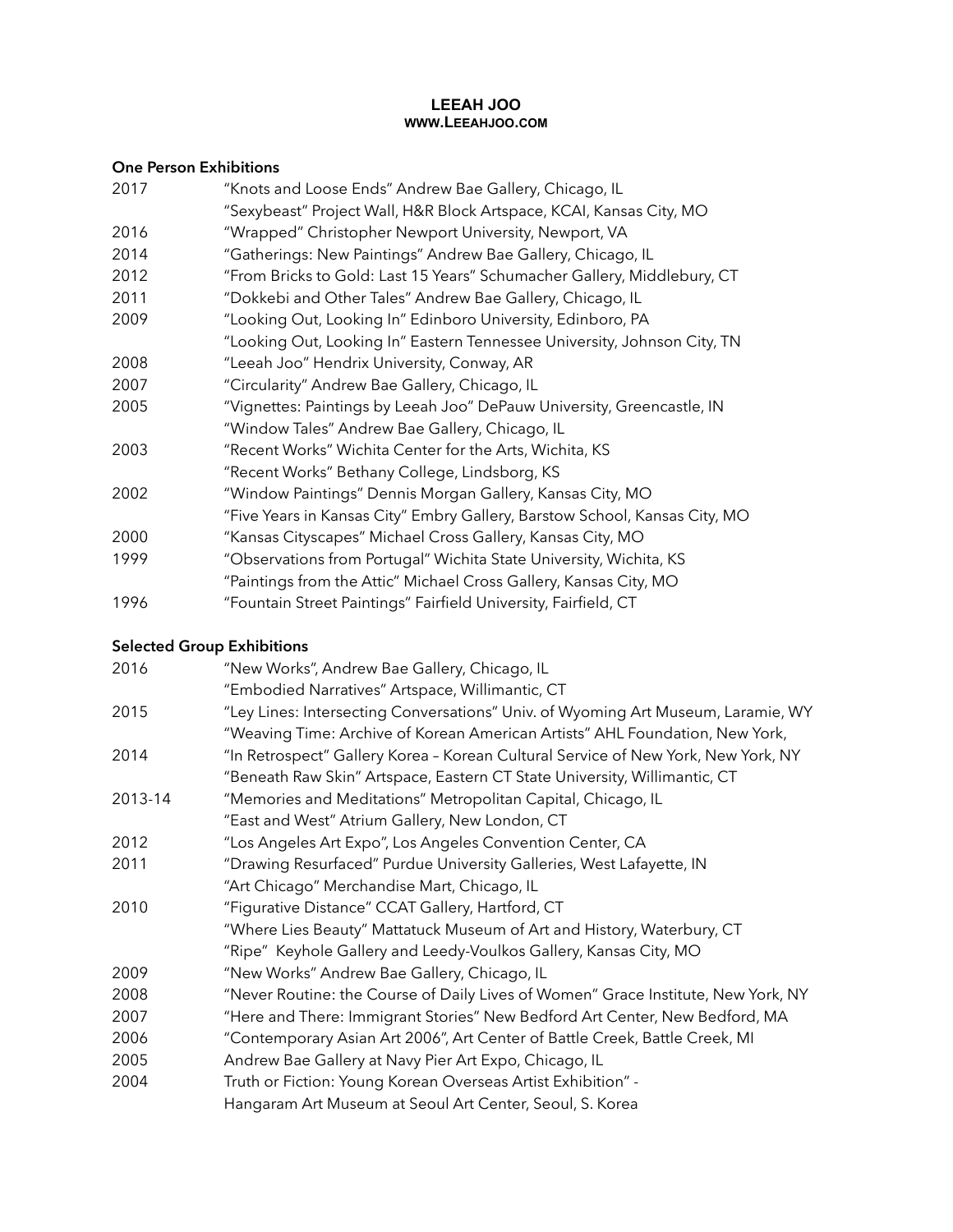# LEEAH JOO

**WWW.LEEAHJOO.COM**

## One Person Exhibitions

| | |
|---|---|
| 2017 | "Knots and Loose Ends" Andrew Bae Gallery, Chicago, IL |
| | "Sexybeast" Project Wall, H&R Block Artspace, KCAI, Kansas City, MO |
| 2016 | "Wrapped" Christopher Newport University, Newport, VA |
| 2014 | "Gatherings: New Paintings" Andrew Bae Gallery, Chicago, IL |
| 2012 | "From Bricks to Gold: Last 15 Years" Schumacher Gallery, Middlebury, CT |
| 2011 | "Dokkebi and Other Tales" Andrew Bae Gallery, Chicago, IL |
| 2009 | "Looking Out, Looking In" Edinboro University, Edinboro, PA |
| | "Looking Out, Looking In" Eastern Tennessee University, Johnson City, TN |
| 2008 | "Leeah Joo" Hendrix University, Conway, AR |
| 2007 | "Circularity" Andrew Bae Gallery, Chicago, IL |
| 2005 | "Vignettes: Paintings by Leeah Joo" DePauw University, Greencastle, IN |
| | "Window Tales" Andrew Bae Gallery, Chicago, IL |
| 2003 | "Recent Works" Wichita Center for the Arts, Wichita, KS |
| | "Recent Works" Bethany College, Lindsborg, KS |
| 2002 | "Window Paintings" Dennis Morgan Gallery, Kansas City, MO |
| | "Five Years in Kansas City" Embry Gallery, Barstow School, Kansas City, MO |
| 2000 | "Kansas Cityscapes" Michael Cross Gallery, Kansas City, MO |
| 1999 | "Observations from Portugal" Wichita State University, Wichita, KS |
| | "Paintings from the Attic" Michael Cross Gallery, Kansas City, MO |
| 1996 | "Fountain Street Paintings" Fairfield University, Fairfield, CT |

## Selected Group Exhibitions

| | |
|---|---|
| 2016 | "New Works", Andrew Bae Gallery, Chicago, IL |
| | "Embodied Narratives" Artspace, Willimantic, CT |
| 2015 | "Ley Lines: Intersecting Conversations" Univ. of Wyoming Art Museum, Laramie, WY |
| | "Weaving Time: Archive of Korean American Artists" AHL Foundation, New York, |
| 2014 | "In Retrospect" Gallery Korea – Korean Cultural Service of New York, New York, NY |
| | "Beneath Raw Skin" Artspace, Eastern CT State University, Willimantic, CT |
| 2013-14 | "Memories and Meditations" Metropolitan Capital, Chicago, IL |
| | "East and West" Atrium Gallery, New London, CT |
| 2012 | "Los Angeles Art Expo", Los Angeles Convention Center, CA |
| 2011 | "Drawing Resurfaced" Purdue University Galleries, West Lafayette, IN |
| | "Art Chicago" Merchandise Mart, Chicago, IL |
| 2010 | "Figurative Distance" CCAT Gallery, Hartford, CT |
| | "Where Lies Beauty" Mattatuck Museum of Art and History, Waterbury, CT |
| | "Ripe" Keyhole Gallery and Leedy-Voulkos Gallery, Kansas City, MO |
| 2009 | "New Works" Andrew Bae Gallery, Chicago, IL |
| 2008 | "Never Routine: the Course of Daily Lives of Women" Grace Institute, New York, NY |
| 2007 | "Here and There: Immigrant Stories" New Bedford Art Center, New Bedford, MA |
| 2006 | "Contemporary Asian Art 2006", Art Center of Battle Creek, Battle Creek, MI |
| 2005 | Andrew Bae Gallery at Navy Pier Art Expo, Chicago, IL |
| 2004 | Truth or Fiction: Young Korean Overseas Artist Exhibition" - |
| | Hangaram Art Museum at Seoul Art Center, Seoul, S. Korea |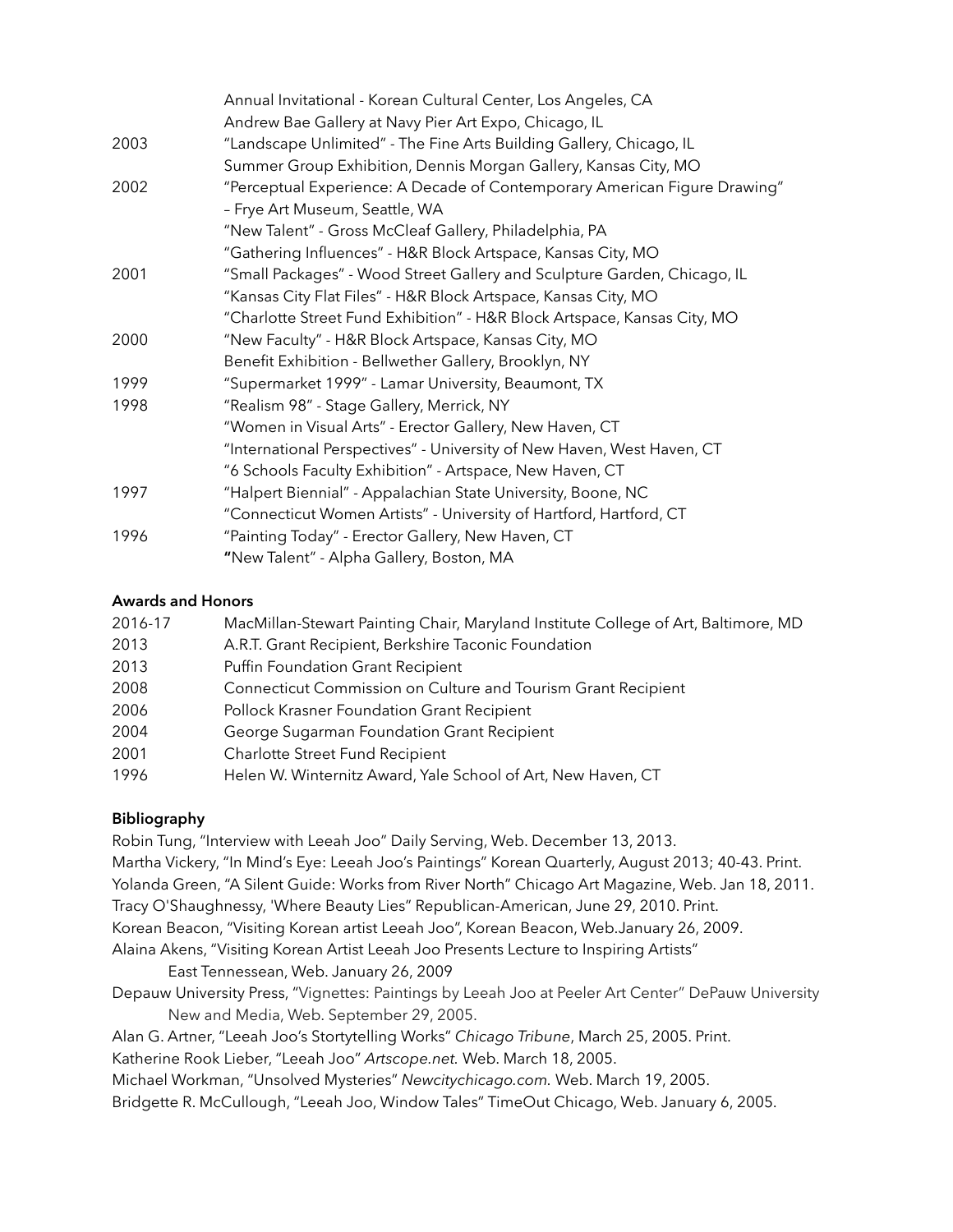| | |
|---|---|
| | Annual Invitational - Korean Cultural Center, Los Angeles, CA |
| | Andrew Bae Gallery at Navy Pier Art Expo, Chicago, IL |
| 2003 | "Landscape Unlimited" - The Fine Arts Building Gallery, Chicago, IL |
| | Summer Group Exhibition, Dennis Morgan Gallery, Kansas City, MO |
| 2002 | "Perceptual Experience: A Decade of Contemporary American Figure Drawing" – Frye Art Museum, Seattle, WA |
| | "New Talent" - Gross McCleaf Gallery, Philadelphia, PA |
| | "Gathering Influences" - H&R Block Artspace, Kansas City, MO |
| 2001 | "Small Packages" - Wood Street Gallery and Sculpture Garden, Chicago, IL |
| | "Kansas City Flat Files" - H&R Block Artspace, Kansas City, MO |
| | "Charlotte Street Fund Exhibition" - H&R Block Artspace, Kansas City, MO |
| 2000 | "New Faculty" - H&R Block Artspace, Kansas City, MO |
| | Benefit Exhibition - Bellwether Gallery, Brooklyn, NY |
| 1999 | "Supermarket 1999" - Lamar University, Beaumont, TX |
| 1998 | "Realism 98" - Stage Gallery, Merrick, NY |
| | "Women in Visual Arts" - Erector Gallery, New Haven, CT |
| | "International Perspectives" - University of New Haven, West Haven, CT |
| | "6 Schools Faculty Exhibition" - Artspace, New Haven, CT |
| 1997 | "Halpert Biennial" - Appalachian State University, Boone, NC |
| | "Connecticut Women Artists" - University of Hartford, Hartford, CT |
| 1996 | "Painting Today" - Erector Gallery, New Haven, CT |
| | **"**New Talent" - Alpha Gallery, Boston, MA |

**Awards and Honors**

| | |
|---|---|
| 2016-17 | MacMillan-Stewart Painting Chair, Maryland Institute College of Art, Baltimore, MD |
| 2013 | A.R.T. Grant Recipient, Berkshire Taconic Foundation |
| 2013 | Puffin Foundation Grant Recipient |
| 2008 | Connecticut Commission on Culture and Tourism Grant Recipient |
| 2006 | Pollock Krasner Foundation Grant Recipient |
| 2004 | George Sugarman Foundation Grant Recipient |
| 2001 | Charlotte Street Fund Recipient |
| 1996 | Helen W. Winternitz Award, Yale School of Art, New Haven, CT |

**Bibliography**

Robin Tung, "Interview with Leeah Joo" Daily Serving, Web. December 13, 2013.

Martha Vickery, "In Mind's Eye: Leeah Joo's Paintings" Korean Quarterly, August 2013; 40-43. Print.

Yolanda Green, "A Silent Guide: Works from River North" Chicago Art Magazine, Web. Jan 18, 2011.

Tracy O'Shaughnessy, 'Where Beauty Lies" Republican-American, June 29, 2010. Print.

Korean Beacon, "Visiting Korean artist Leeah Joo", Korean Beacon, Web.January 26, 2009.

Alaina Akens, "Visiting Korean Artist Leeah Joo Presents Lecture to Inspiring Artists" East Tennessean, Web. January 26, 2009

Depauw University Press, "Vignettes: Paintings by Leeah Joo at Peeler Art Center" DePauw University New and Media, Web. September 29, 2005.

Alan G. Artner, "Leeah Joo's Stortytelling Works" *Chicago Tribune*, March 25, 2005. Print.

Katherine Rook Lieber, "Leeah Joo" *Artscope.net.* Web. March 18, 2005.

Michael Workman, "Unsolved Mysteries" *Newcitychicago.com.* Web. March 19, 2005.

Bridgette R. McCullough, "Leeah Joo, Window Tales" TimeOut Chicago, Web. January 6, 2005.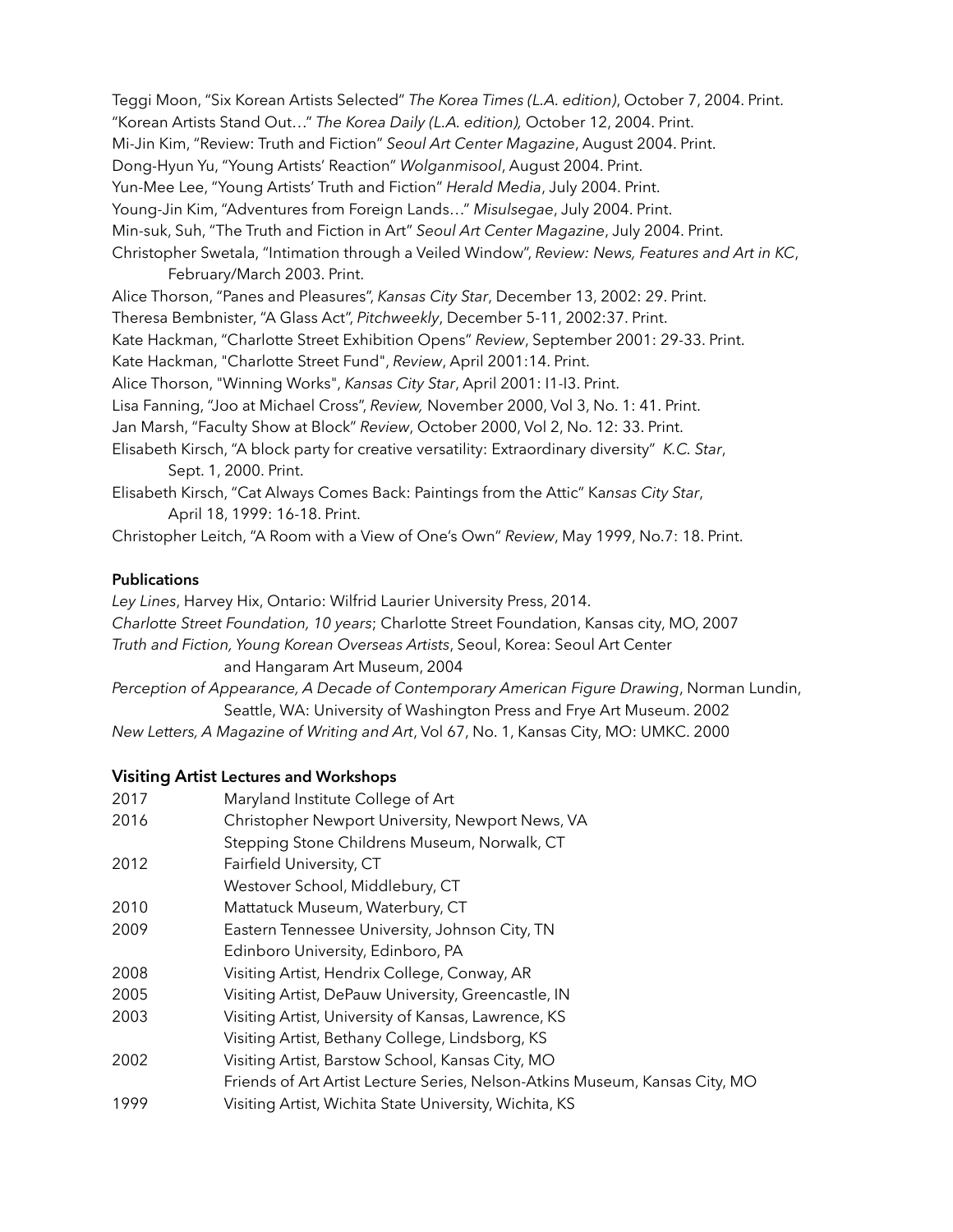Teggi Moon, "Six Korean Artists Selected" *The Korea Times (L.A. edition)*, October 7, 2004. Print.
"Korean Artists Stand Out…" *The Korea Daily (L.A. edition),* October 12, 2004. Print.
Mi-Jin Kim, "Review: Truth and Fiction" *Seoul Art Center Magazine*, August 2004. Print.
Dong-Hyun Yu, "Young Artists' Reaction" *Wolganmisool*, August 2004. Print.
Yun-Mee Lee, "Young Artists' Truth and Fiction" *Herald Media*, July 2004. Print.
Young-Jin Kim, "Adventures from Foreign Lands…" *Misulsegae*, July 2004. Print.
Min-suk, Suh, "The Truth and Fiction in Art" *Seoul Art Center Magazine*, July 2004. Print.
Christopher Swetala, "Intimation through a Veiled Window", *Review: News, Features and Art in KC*, February/March 2003. Print.
Alice Thorson, "Panes and Pleasures", *Kansas City Star*, December 13, 2002: 29. Print.
Theresa Bembnister, "A Glass Act", *Pitchweekly*, December 5-11, 2002:37. Print.
Kate Hackman, "Charlotte Street Exhibition Opens" *Review*, September 2001: 29-33. Print.
Kate Hackman, "Charlotte Street Fund", *Review*, April 2001:14. Print.
Alice Thorson, "Winning Works", *Kansas City Star*, April 2001: I1-I3. Print.
Lisa Fanning, "Joo at Michael Cross", *Review,* November 2000, Vol 3, No. 1: 41. Print.
Jan Marsh, "Faculty Show at Block" *Review*, October 2000, Vol 2, No. 12: 33. Print.
Elisabeth Kirsch, "A block party for creative versatility: Extraordinary diversity" *K.C. Star*, Sept. 1, 2000. Print.
Elisabeth Kirsch, "Cat Always Comes Back: Paintings from the Attic" K*ansas City Star*, April 18, 1999: 16-18. Print.
Christopher Leitch, "A Room with a View of One's Own" *Review*, May 1999, No.7: 18. Print.

**Publications**

*Ley Lines*, Harvey Hix, Ontario: Wilfrid Laurier University Press, 2014.
*Charlotte Street Foundation, 10 years*; Charlotte Street Foundation, Kansas city, MO, 2007
*Truth and Fiction, Young Korean Overseas Artists*, Seoul, Korea: Seoul Art Center and Hangaram Art Museum, 2004
*Perception of Appearance, A Decade of Contemporary American Figure Drawing*, Norman Lundin, Seattle, WA: University of Washington Press and Frye Art Museum. 2002
*New Letters, A Magazine of Writing and Art*, Vol 67, No. 1, Kansas City, MO: UMKC. 2000

**Visiting Artist Lectures and Workshops**

| | |
|---|---|
| 2017 | Maryland Institute College of Art |
| 2016 | Christopher Newport University, Newport News, VA |
| | Stepping Stone Childrens Museum, Norwalk, CT |
| 2012 | Fairfield University, CT |
| | Westover School, Middlebury, CT |
| 2010 | Mattatuck Museum, Waterbury, CT |
| 2009 | Eastern Tennessee University, Johnson City, TN |
| | Edinboro University, Edinboro, PA |
| 2008 | Visiting Artist, Hendrix College, Conway, AR |
| 2005 | Visiting Artist, DePauw University, Greencastle, IN |
| 2003 | Visiting Artist, University of Kansas, Lawrence, KS |
| | Visiting Artist, Bethany College, Lindsborg, KS |
| 2002 | Visiting Artist, Barstow School, Kansas City, MO |
| | Friends of Art Artist Lecture Series, Nelson-Atkins Museum, Kansas City, MO |
| 1999 | Visiting Artist, Wichita State University, Wichita, KS |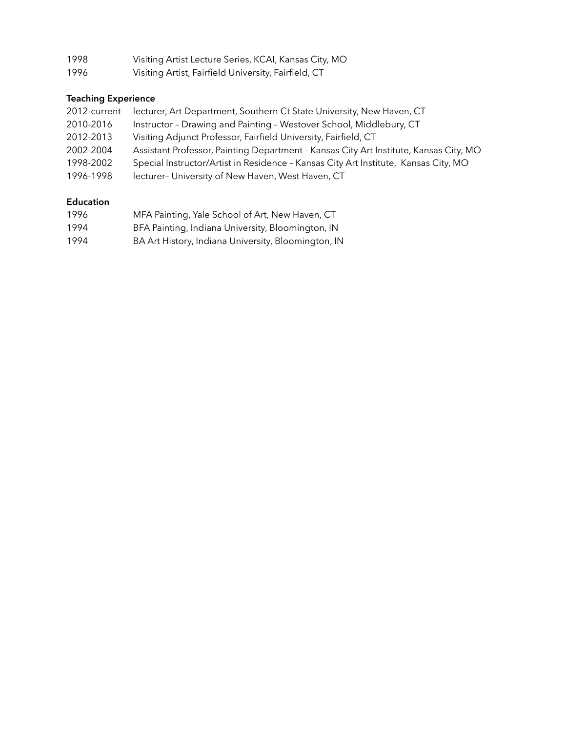1998 Visiting Artist Lecture Series, KCAI, Kansas City, MO
1996 Visiting Artist, Fairfield University, Fairfield, CT

**Teaching Experience**

2012-current lecturer, Art Department, Southern Ct State University, New Haven, CT
2010-2016 Instructor – Drawing and Painting – Westover School, Middlebury, CT
2012-2013 Visiting Adjunct Professor, Fairfield University, Fairfield, CT
2002-2004 Assistant Professor, Painting Department - Kansas City Art Institute, Kansas City, MO
1998-2002 Special Instructor/Artist in Residence – Kansas City Art Institute, Kansas City, MO
1996-1998 lecturer– University of New Haven, West Haven, CT

**Education**

1996 MFA Painting, Yale School of Art, New Haven, CT
1994 BFA Painting, Indiana University, Bloomington, IN
1994 BA Art History, Indiana University, Bloomington, IN